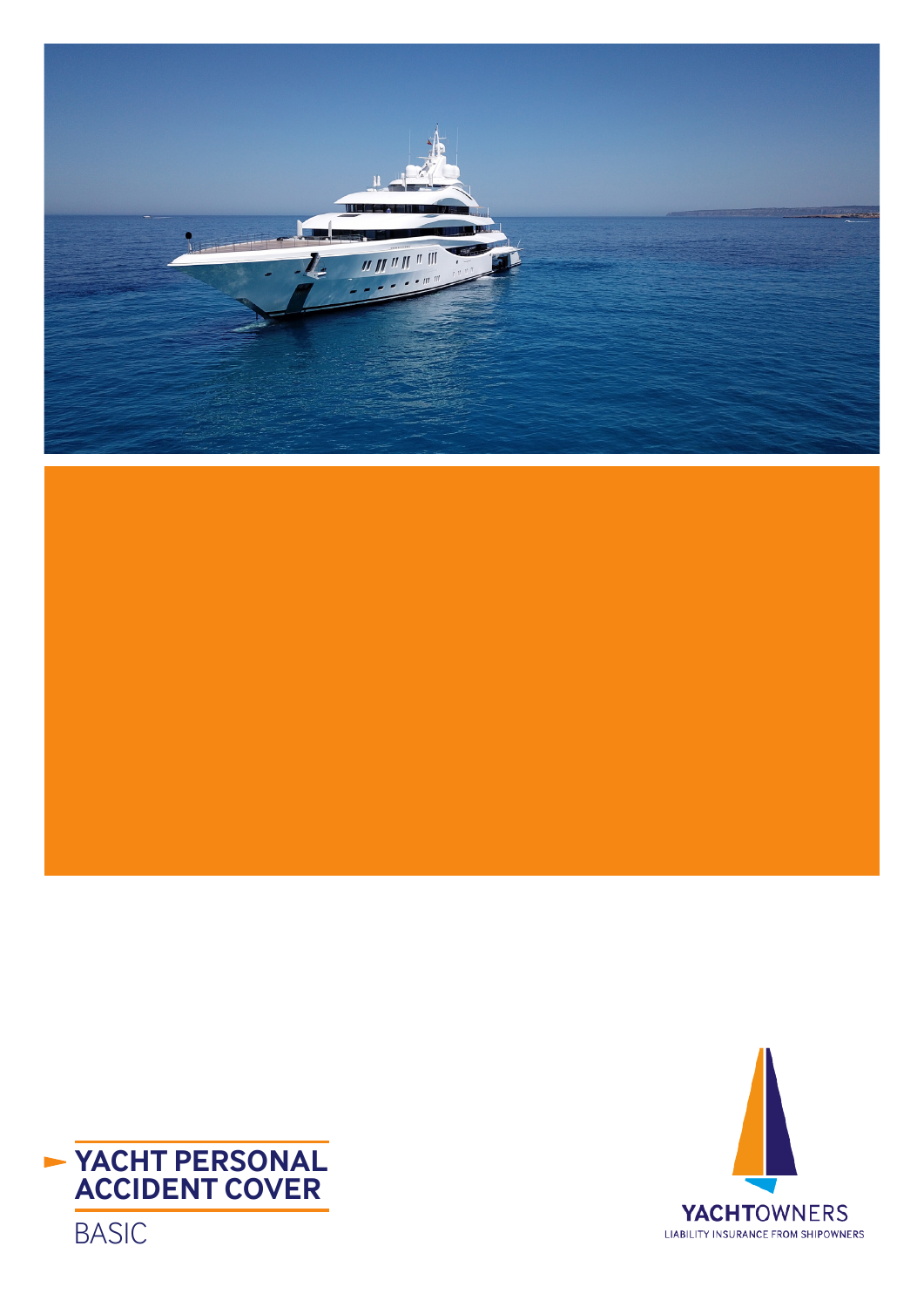# YACHT PERSONAL ACCIDENT COVER

BASIC

YACHTOWNERS

LIABILITY INSURANCE FROM SHIPOWNERS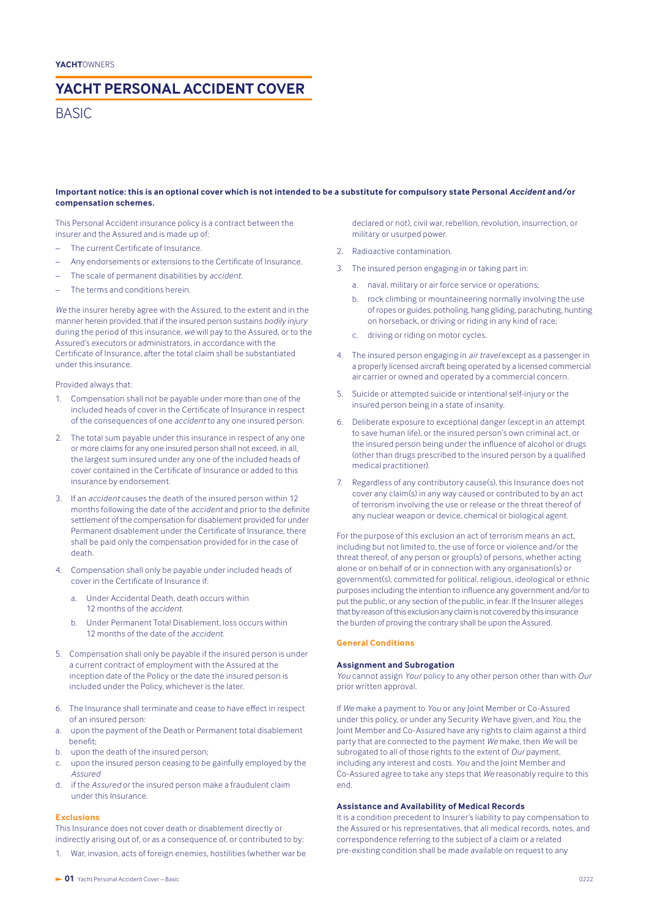# YACHT PERSONAL ACCIDENT COVER

## BASIC

**Important notice: this is an optional cover which is not intended to be a substitute for compulsory state Personal *Accident* and/or compensation schemes.**

This Personal Accident insurance policy is a contract between the insurer and the Assured and is made up of:

- The current Certificate of Insurance.
- Any endorsements or extensions to the Certificate of Insurance.
- The scale of permanent disabilities by *accident*.
- The terms and conditions herein.

*We* the insurer hereby agree with the Assured, to the extent and in the manner herein provided, that if the insured person sustains *bodily injury* during the period of this insurance, *we* will pay to the Assured, or to the Assured's executors or administrators, in accordance with the Certificate of Insurance, after the total claim shall be substantiated under this insurance.

Provided always that:

1. Compensation shall not be payable under more than one of the included heads of cover in the Certificate of Insurance in respect of the consequences of one *accident* to any one insured person.
2. The total sum payable under this insurance in respect of any one or more claims for any one insured person shall not exceed, in all, the largest sum insured under any one of the included heads of cover contained in the Certificate of Insurance or added to this insurance by endorsement.
3. If an *accident* causes the death of the insured person within 12 months following the date of the *accident* and prior to the definite settlement of the compensation for disablement provided for under Permanent disablement under the Certificate of Insurance, there shall be paid only the compensation provided for in the case of death.
4. Compensation shall only be payable under included heads of cover in the Certificate of Insurance if:
   a. Under Accidental Death, death occurs within 12 months of the *accident*.
   b. Under Permanent Total Disablement, loss occurs within 12 months of the date of the *accident*.
5. Compensation shall only be payable if the insured person is under a current contract of employment with the Assured at the inception date of the Policy or the date the insured person is included under the Policy, whichever is the later.
6. The Insurance shall terminate and cease to have effect in respect of an insured person:
   a. upon the payment of the Death or Permanent total disablement benefit;
   b. upon the death of the insured person;
   c. upon the insured person ceasing to be gainfully employed by the *Assured*
   d. if the *Assured* or the insured person make a fraudulent claim under this Insurance.

### Exclusions

This Insurance does not cover death or disablement directly or indirectly arising out of, or as a consequence of, or contributed to by:

1. War, invasion, acts of foreign enemies, hostilities (whether war be declared or not), civil war, rebellion, revolution, insurrection, or military or usurped power.
2. Radioactive contamination.
3. The insured person engaging in or taking part in:
   a. naval, military or air force service or operations;
   b. rock climbing or mountaineering normally involving the use of ropes or guides, potholing, hang gliding, parachuting, hunting on horseback, or driving or riding in any kind of race;
   c. driving or riding on motor cycles.
4. The insured person engaging in *air travel* except as a passenger in a properly licensed aircraft being operated by a licensed commercial air carrier or owned and operated by a commercial concern.
5. Suicide or attempted suicide or intentional self-injury or the insured person being in a state of insanity.
6. Deliberate exposure to exceptional danger (except in an attempt to save human life), or the insured person's own criminal act, or the insured person being under the influence of alcohol or drugs (other than drugs prescribed to the insured person by a qualified medical practitioner).
7. Regardless of any contributory cause(s), this Insurance does not cover any claim(s) in any way caused or contributed to by an act of terrorism involving the use or release or the threat thereof of any nuclear weapon or device, chemical or biological agent.

For the purpose of this exclusion an act of terrorism means an act, including but not limited to, the use of force or violence and/or the threat thereof, of any person or group(s) of persons, whether acting alone or on behalf of or in connection with any organisation(s) or government(s), committed for political, religious, ideological or ethnic purposes including the intention to influence any government and/or to put the public, or any section of the public, in fear. If the Insurer alleges that by reason of this exclusion any claim is not covered by this insurance the burden of proving the contrary shall be upon the Assured.

### General Conditions

#### Assignment and Subrogation

*You* cannot assign *Your* policy to any other person other than with *Our* prior written approval.

If *We* make a payment to *You* or any Joint Member or Co-Assured under this policy, or under any Security *We* have given, and *You*, the Joint Member and Co-Assured have any rights to claim against a third party that are connected to the payment *We* make, then *We* will be subrogated to all of those rights to the extent of *Our* payment, including any interest and costs. *You* and the Joint Member and Co-Assured agree to take any steps that *We* reasonably require to this end.

#### Assistance and Availability of Medical Records

It is a condition precedent to Insurer's liability to pay compensation to the Assured or his representatives, that all medical records, notes, and correspondence referring to the subject of a claim or a related pre-existing condition shall be made available on request to any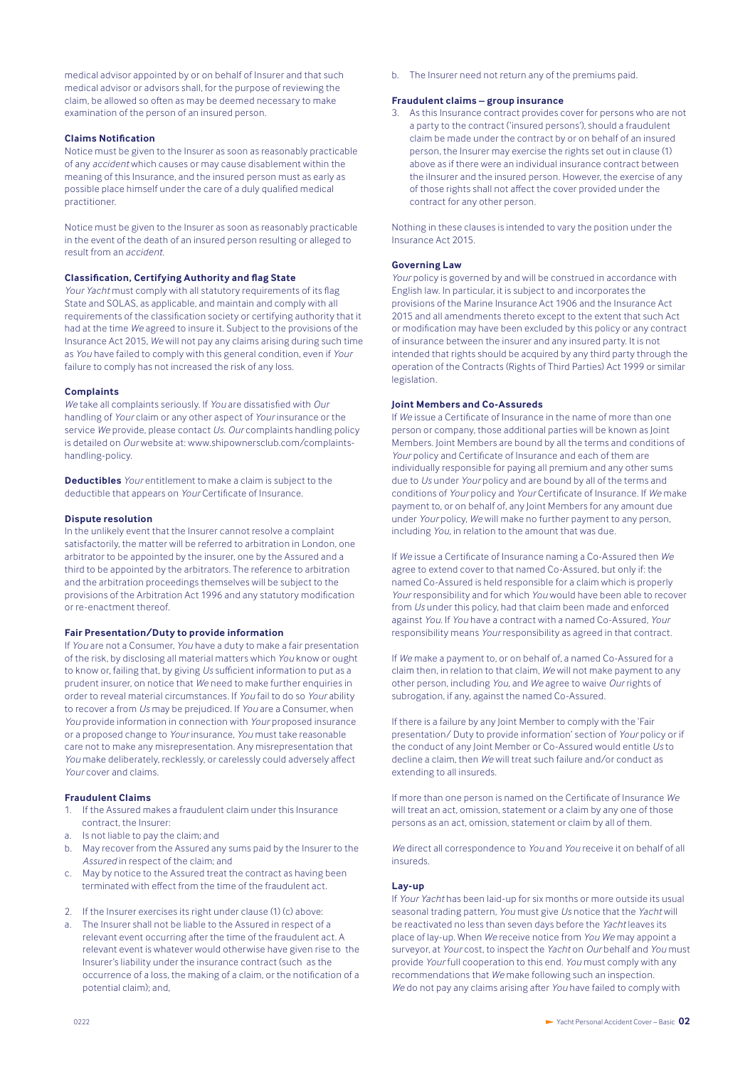medical advisor appointed by or on behalf of Insurer and that such medical advisor or advisors shall, for the purpose of reviewing the claim, be allowed so often as may be deemed necessary to make examination of the person of an insured person.

**Claims Notification**

Notice must be given to the Insurer as soon as reasonably practicable of any *accident* which causes or may cause disablement within the meaning of this Insurance, and the insured person must as early as possible place himself under the care of a duly qualified medical practitioner.

Notice must be given to the Insurer as soon as reasonably practicable in the event of the death of an insured person resulting or alleged to result from an *accident*.

**Classification, Certifying Authority and flag State**

*Your Yacht* must comply with all statutory requirements of its flag State and SOLAS, as applicable, and maintain and comply with all requirements of the classification society or certifying authority that it had at the time *We* agreed to insure it. Subject to the provisions of the Insurance Act 2015, *We* will not pay any claims arising during such time as *You* have failed to comply with this general condition, even if *Your* failure to comply has not increased the risk of any loss.

**Complaints**

*We* take all complaints seriously. If *You* are dissatisfied with *Our* handling of *Your* claim or any other aspect of *Your* insurance or the service *We* provide, please contact *Us*. *Our* complaints handling policy is detailed on *Our* website at: www.shipownersclub.com/complaints-handling-policy.

**Deductibles** *Your* entitlement to make a claim is subject to the deductible that appears on *Your* Certificate of Insurance.

**Dispute resolution**

In the unlikely event that the Insurer cannot resolve a complaint satisfactorily, the matter will be referred to arbitration in London, one arbitrator to be appointed by the insurer, one by the Assured and a third to be appointed by the arbitrators. The reference to arbitration and the arbitration proceedings themselves will be subject to the provisions of the Arbitration Act 1996 and any statutory modification or re-enactment thereof.

**Fair Presentation/Duty to provide information**

If *You* are not a Consumer, *You* have a duty to make a fair presentation of the risk, by disclosing all material matters which *You* know or ought to know or, failing that, by giving *Us* sufficient information to put as a prudent insurer, on notice that *We* need to make further enquiries in order to reveal material circumstances. If *You* fail to do so *Your* ability to recover a from *Us* may be prejudiced. If *You* are a Consumer, when *You* provide information in connection with *Your* proposed insurance or a proposed change to *Your* insurance, *You* must take reasonable care not to make any misrepresentation. Any misrepresentation that *You* make deliberately, recklessly, or carelessly could adversely affect *Your* cover and claims.

**Fraudulent Claims**

1. If the Assured makes a fraudulent claim under this Insurance contract, the Insurer:
   a. Is not liable to pay the claim; and
   b. May recover from the Assured any sums paid by the Insurer to the *Assured* in respect of the claim; and
   c. May by notice to the Assured treat the contract as having been terminated with effect from the time of the fraudulent act.
2. If the Insurer exercises its right under clause (1) (c) above:
   a. The Insurer shall not be liable to the Assured in respect of a relevant event occurring after the time of the fraudulent act. A relevant event is whatever would otherwise have given rise to the Insurer's liability under the insurance contract (such as the occurrence of a loss, the making of a claim, or the notification of a potential claim); and,
   b. The Insurer need not return any of the premiums paid.

**Fraudulent claims – group insurance**

3. As this Insurance contract provides cover for persons who are not a party to the contract ('insured persons'), should a fraudulent claim be made under the contract by or on behalf of an insured person, the Insurer may exercise the rights set out in clause (1) above as if there were an individual insurance contract between the iInsurer and the insured person. However, the exercise of any of those rights shall not affect the cover provided under the contract for any other person.

Nothing in these clauses is intended to vary the position under the Insurance Act 2015.

**Governing Law**

*Your* policy is governed by and will be construed in accordance with English law. In particular, it is subject to and incorporates the provisions of the Marine Insurance Act 1906 and the Insurance Act 2015 and all amendments thereto except to the extent that such Act or modification may have been excluded by this policy or any contract of insurance between the insurer and any insured party. It is not intended that rights should be acquired by any third party through the operation of the Contracts (Rights of Third Parties) Act 1999 or similar legislation.

**Joint Members and Co-Assureds**

If *We* issue a Certificate of Insurance in the name of more than one person or company, those additional parties will be known as Joint Members. Joint Members are bound by all the terms and conditions of *Your* policy and Certificate of Insurance and each of them are individually responsible for paying all premium and any other sums due to *Us* under *Your* policy and are bound by all of the terms and conditions of *Your* policy and *Your* Certificate of Insurance. If *We* make payment to, or on behalf of, any Joint Members for any amount due under *Your* policy, *We* will make no further payment to any person, including *You*, in relation to the amount that was due.

If *We* issue a Certificate of Insurance naming a Co-Assured then *We* agree to extend cover to that named Co-Assured, but only if: the named Co-Assured is held responsible for a claim which is properly *Your* responsibility and for which *You* would have been able to recover from *Us* under this policy, had that claim been made and enforced against *You*. If *You* have a contract with a named Co-Assured, *Your* responsibility means *Your* responsibility as agreed in that contract.

If *We* make a payment to, or on behalf of, a named Co-Assured for a claim then, in relation to that claim, *We* will not make payment to any other person, including *You*, and *We* agree to waive *Our* rights of subrogation, if any, against the named Co-Assured.

If there is a failure by any Joint Member to comply with the 'Fair presentation/ Duty to provide information' section of *Your* policy or if the conduct of any Joint Member or Co-Assured would entitle *Us* to decline a claim, then *We* will treat such failure and/or conduct as extending to all insureds.

If more than one person is named on the Certificate of Insurance *We* will treat an act, omission, statement or a claim by any one of those persons as an act, omission, statement or claim by all of them.

*We* direct all correspondence to *You* and *You* receive it on behalf of all insureds.

**Lay-up**

If *Your Yacht* has been laid-up for six months or more outside its usual seasonal trading pattern, *You* must give *Us* notice that the *Yacht* will be reactivated no less than seven days before the *Yacht* leaves its place of lay-up. When *We* receive notice from *You We* may appoint a surveyor, at *Your* cost, to inspect the *Yacht* on *Our* behalf and *You* must provide *Your* full cooperation to this end. *You* must comply with any recommendations that *We* make following such an inspection. *We* do not pay any claims arising after *You* have failed to comply with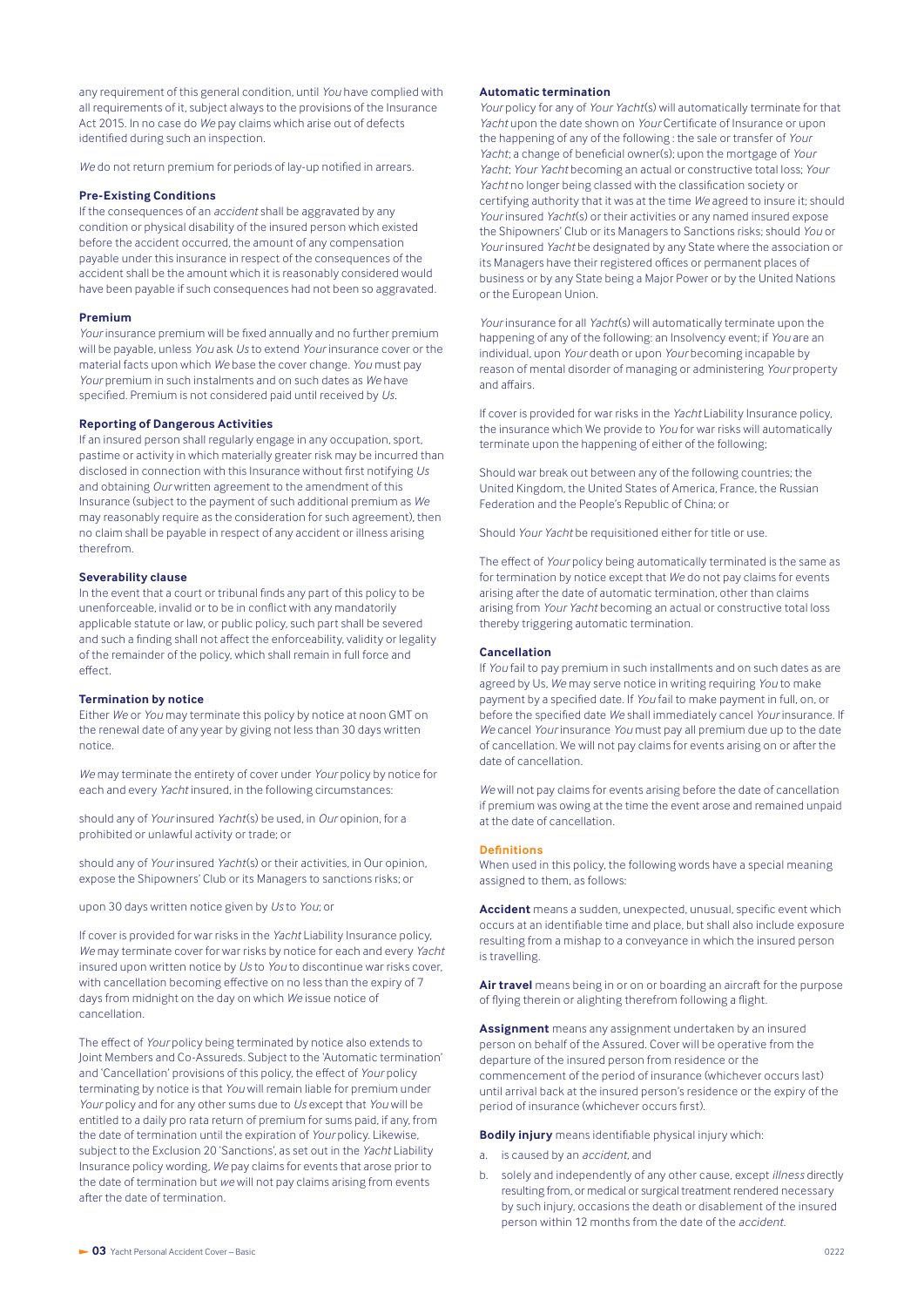any requirement of this general condition, until *You* have complied with all requirements of it, subject always to the provisions of the Insurance Act 2015. In no case do *We* pay claims which arise out of defects identified during such an inspection.

*We* do not return premium for periods of lay-up notified in arrears.

### Pre-Existing Conditions

If the consequences of an *accident* shall be aggravated by any condition or physical disability of the insured person which existed before the accident occurred, the amount of any compensation payable under this insurance in respect of the consequences of the accident shall be the amount which it is reasonably considered would have been payable if such consequences had not been so aggravated.

### Premium

*Your* insurance premium will be fixed annually and no further premium will be payable, unless *You* ask *Us* to extend *Your* insurance cover or the material facts upon which *We* base the cover change. *You* must pay *Your* premium in such instalments and on such dates as *We* have specified. Premium is not considered paid until received by *Us*.

### Reporting of Dangerous Activities

If an insured person shall regularly engage in any occupation, sport, pastime or activity in which materially greater risk may be incurred than disclosed in connection with this Insurance without first notifying *Us* and obtaining *Our* written agreement to the amendment of this Insurance (subject to the payment of such additional premium as *We* may reasonably require as the consideration for such agreement), then no claim shall be payable in respect of any accident or illness arising therefrom.

### Severability clause

In the event that a court or tribunal finds any part of this policy to be unenforceable, invalid or to be in conflict with any mandatorily applicable statute or law, or public policy, such part shall be severed and such a finding shall not affect the enforceability, validity or legality of the remainder of the policy, which shall remain in full force and effect.

### Termination by notice

Either *We* or *You* may terminate this policy by notice at noon GMT on the renewal date of any year by giving not less than 30 days written notice.

*We* may terminate the entirety of cover under *Your* policy by notice for each and every *Yacht* insured, in the following circumstances:

should any of *Your* insured *Yacht*(s) be used, in *Our* opinion, for a prohibited or unlawful activity or trade; or

should any of *Your* insured *Yacht*(s) or their activities, in Our opinion, expose the Shipowners' Club or its Managers to sanctions risks; or

upon 30 days written notice given by *Us* to *You*; or

If cover is provided for war risks in the *Yacht* Liability Insurance policy, *We* may terminate cover for war risks by notice for each and every *Yacht* insured upon written notice by *Us* to *You* to discontinue war risks cover, with cancellation becoming effective on no less than the expiry of 7 days from midnight on the day on which *We* issue notice of cancellation.

The effect of *Your* policy being terminated by notice also extends to Joint Members and Co-Assureds. Subject to the 'Automatic termination' and 'Cancellation' provisions of this policy, the effect of *Your* policy terminating by notice is that *You* will remain liable for premium under *Your* policy and for any other sums due to *Us* except that *You* will be entitled to a daily pro rata return of premium for sums paid, if any, from the date of termination until the expiration of *Your* policy. Likewise, subject to the Exclusion 20 'Sanctions', as set out in the *Yacht* Liability Insurance policy wording, *We* pay claims for events that arose prior to the date of termination but *we* will not pay claims arising from events after the date of termination.

### Automatic termination

*Your* policy for any of *Your Yacht*(s) will automatically terminate for that *Yacht* upon the date shown on *Your* Certificate of Insurance or upon the happening of any of the following : the sale or transfer of *Your Yacht*; a change of beneficial owner(s); upon the mortgage of *Your Yacht*; *Your Yacht* becoming an actual or constructive total loss; *Your Yacht* no longer being classed with the classification society or certifying authority that it was at the time *We* agreed to insure it; should *Your* insured *Yacht*(s) or their activities or any named insured expose the Shipowners' Club or its Managers to Sanctions risks; should *You* or *Your* insured *Yacht* be designated by any State where the association or its Managers have their registered offices or permanent places of business or by any State being a Major Power or by the United Nations or the European Union.

*Your* insurance for all *Yacht*(s) will automatically terminate upon the happening of any of the following: an Insolvency event; if *You* are an individual, upon *Your* death or upon *Your* becoming incapable by reason of mental disorder of managing or administering *Your* property and affairs.

If cover is provided for war risks in the *Yacht* Liability Insurance policy, the insurance which We provide to *You* for war risks will automatically terminate upon the happening of either of the following;

Should war break out between any of the following countries; the United Kingdom, the United States of America, France, the Russian Federation and the People's Republic of China; or

Should *Your Yacht* be requisitioned either for title or use.

The effect of *Your* policy being automatically terminated is the same as for termination by notice except that *We* do not pay claims for events arising after the date of automatic termination, other than claims arising from *Your Yacht* becoming an actual or constructive total loss thereby triggering automatic termination.

### Cancellation

If *You* fail to pay premium in such installments and on such dates as are agreed by Us, *We* may serve notice in writing requiring *You* to make payment by a specified date. If *You* fail to make payment in full, on, or before the specified date *We* shall immediately cancel *Your* insurance. If *We* cancel *Your* insurance *You* must pay all premium due up to the date of cancellation. We will not pay claims for events arising on or after the date of cancellation.

*We* will not pay claims for events arising before the date of cancellation if premium was owing at the time the event arose and remained unpaid at the date of cancellation.

## Definitions

When used in this policy, the following words have a special meaning assigned to them, as follows:

**Accident** means a sudden, unexpected, unusual, specific event which occurs at an identifiable time and place, but shall also include exposure resulting from a mishap to a conveyance in which the insured person is travelling.

**Air travel** means being in or on or boarding an aircraft for the purpose of flying therein or alighting therefrom following a flight.

**Assignment** means any assignment undertaken by an insured person on behalf of the Assured. Cover will be operative from the departure of the insured person from residence or the commencement of the period of insurance (whichever occurs last) until arrival back at the insured person's residence or the expiry of the period of insurance (whichever occurs first).

**Bodily injury** means identifiable physical injury which:

a. is caused by an *accident*, and
b. solely and independently of any other cause, except *illness* directly resulting from, or medical or surgical treatment rendered necessary by such injury, occasions the death or disablement of the insured person within 12 months from the date of the *accident*.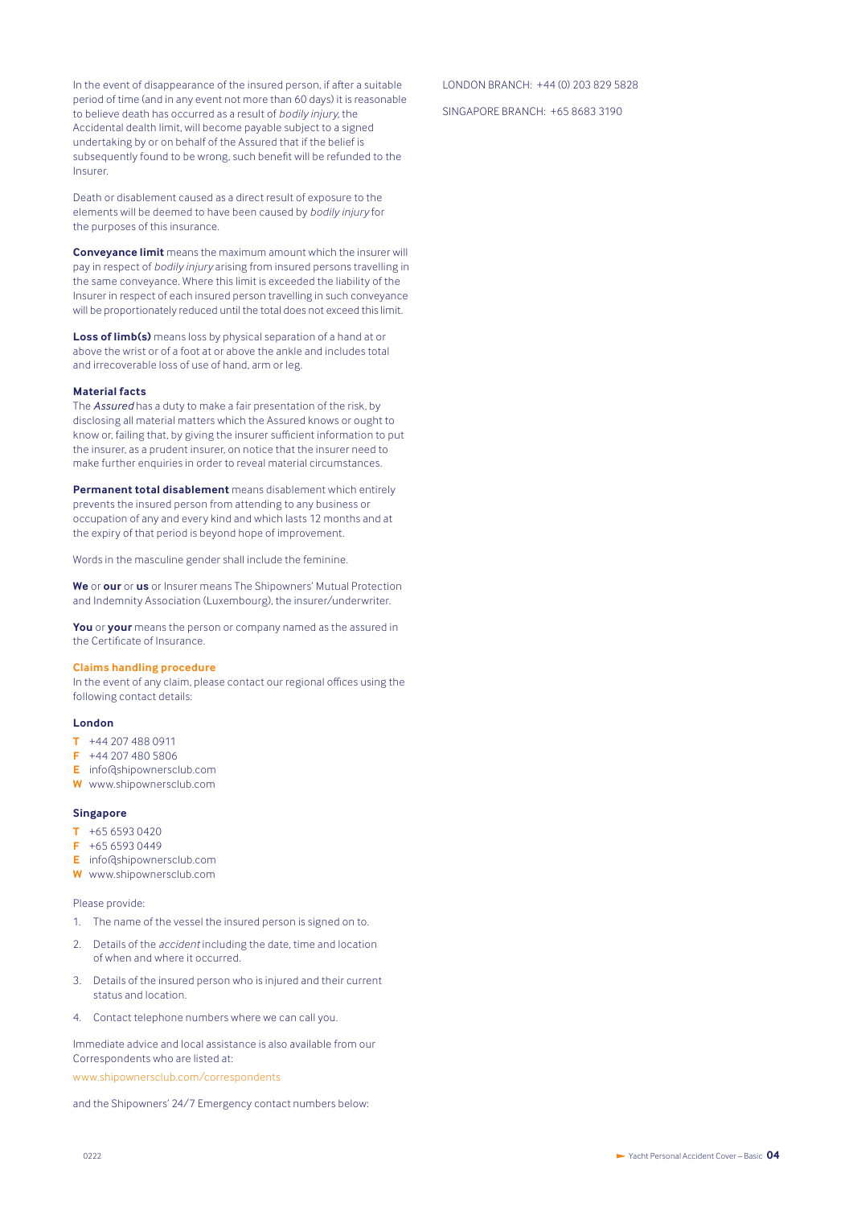In the event of disappearance of the insured person, if after a suitable period of time (and in any event not more than 60 days) it is reasonable to believe death has occurred as a result of *bodily injury*, the Accidental dealth limit, will become payable subject to a signed undertaking by or on behalf of the Assured that if the belief is subsequently found to be wrong, such benefit will be refunded to the Insurer.

Death or disablement caused as a direct result of exposure to the elements will be deemed to have been caused by *bodily injury* for the purposes of this insurance.

**Conveyance limit** means the maximum amount which the insurer will pay in respect of *bodily injury* arising from insured persons travelling in the same conveyance. Where this limit is exceeded the liability of the Insurer in respect of each insured person travelling in such conveyance will be proportionately reduced until the total does not exceed this limit.

**Loss of limb(s)** means loss by physical separation of a hand at or above the wrist or of a foot at or above the ankle and includes total and irrecoverable loss of use of hand, arm or leg.

**Material facts**
The *Assured* has a duty to make a fair presentation of the risk, by disclosing all material matters which the Assured knows or ought to know or, failing that, by giving the insurer sufficient information to put the insurer, as a prudent insurer, on notice that the insurer need to make further enquiries in order to reveal material circumstances.

**Permanent total disablement** means disablement which entirely prevents the insured person from attending to any business or occupation of any and every kind and which lasts 12 months and at the expiry of that period is beyond hope of improvement.

Words in the masculine gender shall include the feminine.

**We** or **our** or **us** or Insurer means The Shipowners' Mutual Protection and Indemnity Association (Luxembourg), the insurer/underwriter.

**You** or **your** means the person or company named as the assured in the Certificate of Insurance.

## Claims handling procedure

In the event of any claim, please contact our regional offices using the following contact details:

### London

- **T** +44 207 488 0911
- **F** +44 207 480 5806
- **E** info@shipownersclub.com
- **W** www.shipownersclub.com

### Singapore

- **T** +65 6593 0420
- **F** +65 6593 0449
- **E** info@shipownersclub.com
- **W** www.shipownersclub.com

Please provide:

1. The name of the vessel the insured person is signed on to.
2. Details of the *accident* including the date, time and location of when and where it occurred.
3. Details of the insured person who is injured and their current status and location.
4. Contact telephone numbers where we can call you.

Immediate advice and local assistance is also available from our Correspondents who are listed at:

www.shipownersclub.com/correspondents

and the Shipowners' 24/7 Emergency contact numbers below:

LONDON BRANCH: +44 (0) 203 829 5828

SINGAPORE BRANCH: +65 8683 3190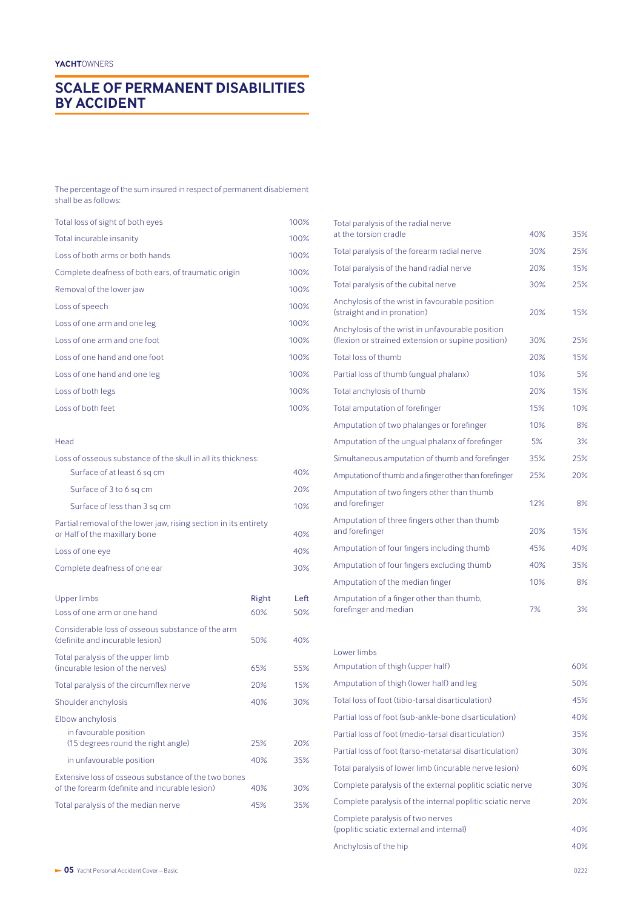## SCALE OF PERMANENT DISABILITIES BY ACCIDENT

The percentage of the sum insured in respect of permanent disablement shall be as follows:

| | |
|---|---|
| Total loss of sight of both eyes | 100% |
| Total incurable insanity | 100% |
| Loss of both arms or both hands | 100% |
| Complete deafness of both ears, of traumatic origin | 100% |
| Removal of the lower jaw | 100% |
| Loss of speech | 100% |
| Loss of one arm and one leg | 100% |
| Loss of one arm and one foot | 100% |
| Loss of one hand and one foot | 100% |
| Loss of one hand and one leg | 100% |
| Loss of both legs | 100% |
| Loss of both feet | 100% |

| Head | |
|---|---|
| Loss of osseous substance of the skull in all its thickness: | |
| Surface of at least 6 sq cm | 40% |
| Surface of 3 to 6 sq cm | 20% |
| Surface of less than 3 sq cm | 10% |
| Partial removal of the lower jaw, rising section in its entirety or Half of the maxillary bone | 40% |
| Loss of one eye | 40% |
| Complete deafness of one ear | 30% |

| Upper limbs | Right | Left |
|---|---|---|
| Loss of one arm or one hand | 60% | 50% |
| Considerable loss of osseous substance of the arm (definite and incurable lesion) | 50% | 40% |
| Total paralysis of the upper limb (incurable lesion of the nerves) | 65% | 55% |
| Total paralysis of the circumflex nerve | 20% | 15% |
| Shoulder anchylosis | 40% | 30% |
| Elbow anchylosis | | |
| in favourable position (15 degrees round the right angle) | 25% | 20% |
| in unfavourable position | 40% | 35% |
| Extensive loss of osseous substance of the two bones of the forearm (definite and incurable lesion) | 40% | 30% |
| Total paralysis of the median nerve | 45% | 35% |
| Total paralysis of the radial nerve at the torsion cradle | 40% | 35% |
| Total paralysis of the forearm radial nerve | 30% | 25% |
| Total paralysis of the hand radial nerve | 20% | 15% |
| Total paralysis of the cubital nerve | 30% | 25% |
| Anchylosis of the wrist in favourable position (straight and in pronation) | 20% | 15% |
| Anchylosis of the wrist in unfavourable position (flexion or strained extension or supine position) | 30% | 25% |
| Total loss of thumb | 20% | 15% |
| Partial loss of thumb (ungual phalanx) | 10% | 5% |
| Total anchylosis of thumb | 20% | 15% |
| Total amputation of forefinger | 15% | 10% |
| Amputation of two phalanges or forefinger | 10% | 8% |
| Amputation of the ungual phalanx of forefinger | 5% | 3% |
| Simultaneous amputation of thumb and forefinger | 35% | 25% |
| Amputation of thumb and a finger other than forefinger | 25% | 20% |
| Amputation of two fingers other than thumb and forefinger | 12% | 8% |
| Amputation of three fingers other than thumb and forefinger | 20% | 15% |
| Amputation of four fingers including thumb | 45% | 40% |
| Amputation of four fingers excluding thumb | 40% | 35% |
| Amputation of the median finger | 10% | 8% |
| Amputation of a finger other than thumb, forefinger and median | 7% | 3% |

| Lower limbs | |
|---|---|
| Amputation of thigh (upper half) | 60% |
| Amputation of thigh (lower half) and leg | 50% |
| Total loss of foot (tibio-tarsal disarticulation) | 45% |
| Partial loss of foot (sub-ankle-bone disarticulation) | 40% |
| Partial loss of foot (medio-tarsal disarticulation) | 35% |
| Partial loss of foot (tarso-metatarsal disarticulation) | 30% |
| Total paralysis of lower limb (incurable nerve lesion) | 60% |
| Complete paralysis of the external poplitic sciatic nerve | 30% |
| Complete paralysis of the internal poplitic sciatic nerve | 20% |
| Complete paralysis of two nerves (poplitic sciatic external and internal) | 40% |
| Anchylosis of the hip | 40% |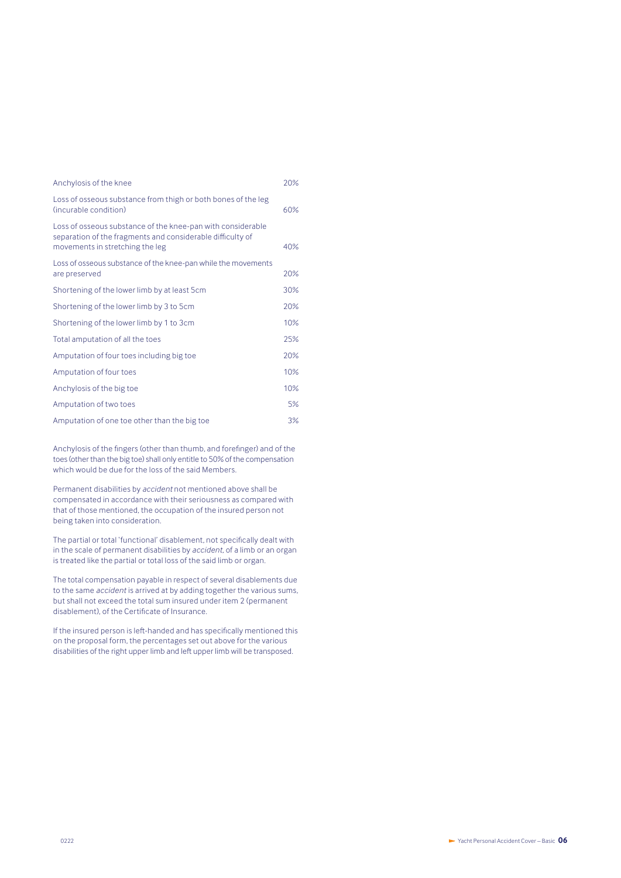| | |
|---|---|
| Anchylosis of the knee | 20% |
| Loss of osseous substance from thigh or both bones of the leg (incurable condition) | 60% |
| Loss of osseous substance of the knee-pan with considerable separation of the fragments and considerable difficulty of movements in stretching the leg | 40% |
| Loss of osseous substance of the knee-pan while the movements are preserved | 20% |
| Shortening of the lower limb by at least 5cm | 30% |
| Shortening of the lower limb by 3 to 5cm | 20% |
| Shortening of the lower limb by 1 to 3cm | 10% |
| Total amputation of all the toes | 25% |
| Amputation of four toes including big toe | 20% |
| Amputation of four toes | 10% |
| Anchylosis of the big toe | 10% |
| Amputation of two toes | 5% |
| Amputation of one toe other than the big toe | 3% |

Anchylosis of the fingers (other than thumb, and forefinger) and of the toes (other than the big toe) shall only entitle to 50% of the compensation which would be due for the loss of the said Members.

Permanent disabilities by *accident* not mentioned above shall be compensated in accordance with their seriousness as compared with that of those mentioned, the occupation of the insured person not being taken into consideration.

The partial or total 'functional' disablement, not specifically dealt with in the scale of permanent disabilities by *accident*, of a limb or an organ is treated like the partial or total loss of the said limb or organ.

The total compensation payable in respect of several disablements due to the same *accident* is arrived at by adding together the various sums, but shall not exceed the total sum insured under item 2 (permanent disablement), of the Certificate of Insurance.

If the insured person is left-handed and has specifically mentioned this on the proposal form, the percentages set out above for the various disabilities of the right upper limb and left upper limb will be transposed.